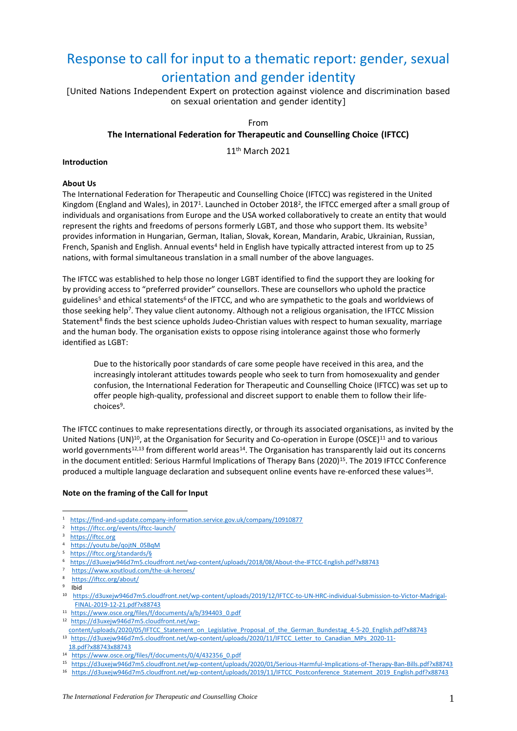# Response to call for input to a thematic report: gender, sexual orientation and gender identity

[United Nations Independent Expert on protection against violence and discrimination based on sexual orientation and gender identity]

From

**The International Federation for Therapeutic and Counselling Choice (IFTCC)**

11th March 2021

**Introduction**

**About Us**

The International Federation for Therapeutic and Counselling Choice (IFTCC) was registered in the United Kingdom (England and Wales), in 2017[1]. Launched in October 2018[2], the IFTCC emerged after a small group of individuals and organisations from Europe and the USA worked collaboratively to create an entity that would represent the rights and freedoms of persons formerly LGBT, and those who support them. Its website[3] provides information in Hungarian, German, Italian, Slovak, Korean, Mandarin, Arabic, Ukrainian, Russian, French, Spanish and English. Annual events[4] held in English have typically attracted interest from up to 25 nations, with formal simultaneous translation in a small number of the above languages.

The IFTCC was established to help those no longer LGBT identified to find the support they are looking for by providing access to "preferred provider" counsellors. These are counsellors who uphold the practice guidelines[5] and ethical statements[6] of the IFTCC, and who are sympathetic to the goals and worldviews of those seeking help[7]. They value client autonomy. Although not a religious organisation, the IFTCC Mission Statement[8] finds the best science upholds Judeo-Christian values with respect to human sexuality, marriage and the human body. The organisation exists to oppose rising intolerance against those who formerly identified as LGBT:

> Due to the historically poor standards of care some people have received in this area, and the increasingly intolerant attitudes towards people who seek to turn from homosexuality and gender confusion, the International Federation for Therapeutic and Counselling Choice (IFTCC) was set up to offer people high-quality, professional and discreet support to enable them to follow their life-choices[9].

The IFTCC continues to make representations directly, or through its associated organisations, as invited by the United Nations (UN)[10], at the Organisation for Security and Co-operation in Europe (OSCE)[11] and to various world governments[12,13] from different world areas[14]. The Organisation has transparently laid out its concerns in the document entitled: Serious Harmful Implications of Therapy Bans (2020)[15]. The 2019 IFTCC Conference produced a multiple language declaration and subsequent online events have re-enforced these values[16].

**Note on the framing of the Call for Input**

---

[1] https://find-and-update.company-information.service.gov.uk/company/10910877
[2] https://iftcc.org/events/iftcc-launch/
[3] https://iftcc.org
[4] https://youtu.be/qojtN_0SBqM
[5] https://iftcc.org/standards/§
[6] https://d3uxejw946d7m5.cloudfront.net/wp-content/uploads/2018/08/About-the-IFTCC-English.pdf?x88743
[7] https://www.xoutloud.com/the-uk-heroes/
[8] https://iftcc.org/about/
[9] Ibid
[10] https://d3uxejw946d7m5.cloudfront.net/wp-content/uploads/2019/12/IFTCC-to-UN-HRC-individual-Submission-to-Victor-Madrigal-FINAL-2019-12-21.pdf?x88743
[11] https://www.osce.org/files/f/documents/a/b/394403_0.pdf
[12] https://d3uxejw946d7m5.cloudfront.net/wp-content/uploads/2020/05/IFTCC_Statement_on_Legislative_Proposal_of_the_German_Bundestag_4-5-20_English.pdf?x88743
[13] https://d3uxejw946d7m5.cloudfront.net/wp-content/uploads/2020/11/IFTCC_Letter_to_Canadian_MPs_2020-11-18.pdf?x88743x88743
[14] https://www.osce.org/files/f/documents/0/4/432356_0.pdf
[15] https://d3uxejw946d7m5.cloudfront.net/wp-content/uploads/2020/01/Serious-Harmful-Implications-of-Therapy-Ban-Bills.pdf?x88743
[16] https://d3uxejw946d7m5.cloudfront.net/wp-content/uploads/2019/11/IFTCC_Postconference_Statement_2019_English.pdf?x88743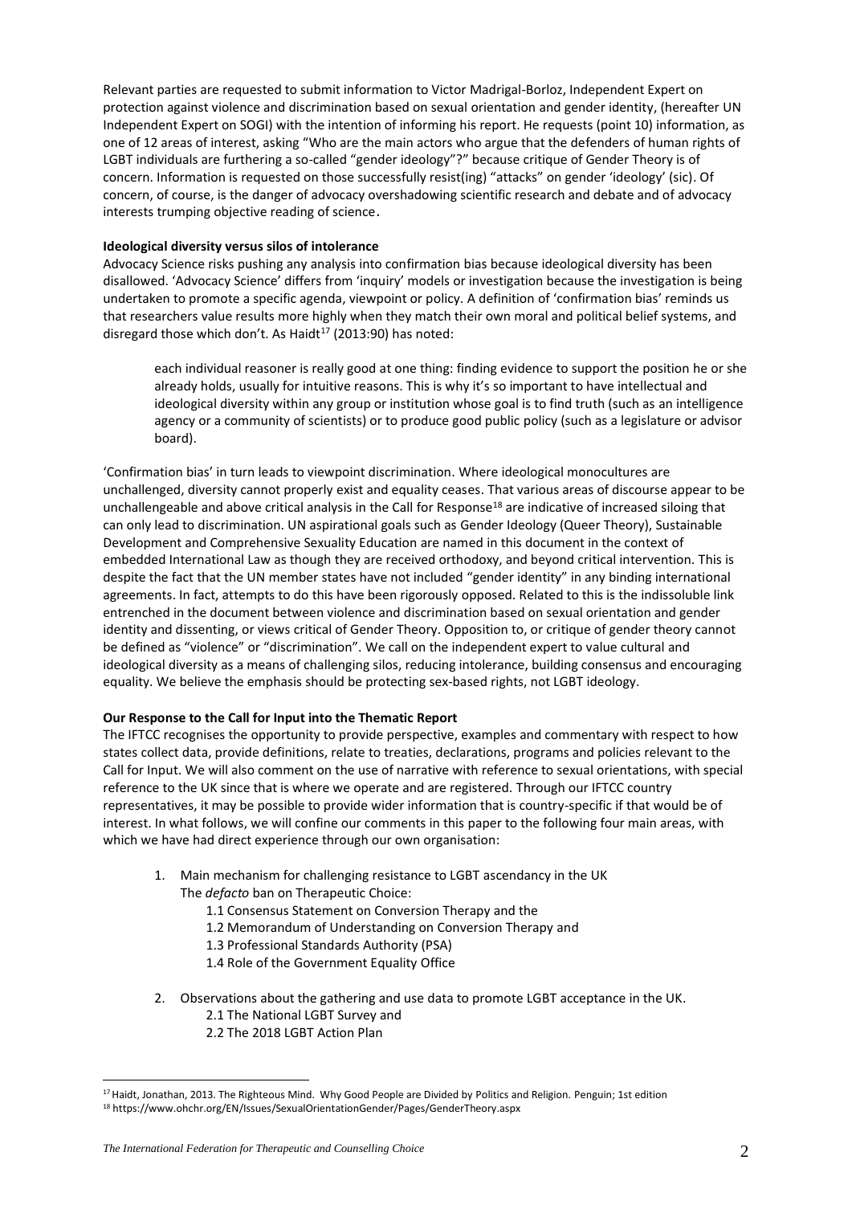Relevant parties are requested to submit information to Victor Madrigal-Borloz, Independent Expert on protection against violence and discrimination based on sexual orientation and gender identity, (hereafter UN Independent Expert on SOGI) with the intention of informing his report. He requests (point 10) information, as one of 12 areas of interest, asking "Who are the main actors who argue that the defenders of human rights of LGBT individuals are furthering a so-called "gender ideology"?" because critique of Gender Theory is of concern. Information is requested on those successfully resist(ing) "attacks" on gender 'ideology' (sic). Of concern, of course, is the danger of advocacy overshadowing scientific research and debate and of advocacy interests trumping objective reading of science.

**Ideological diversity versus silos of intolerance**

Advocacy Science risks pushing any analysis into confirmation bias because ideological diversity has been disallowed. 'Advocacy Science' differs from 'inquiry' models or investigation because the investigation is being undertaken to promote a specific agenda, viewpoint or policy. A definition of 'confirmation bias' reminds us that researchers value results more highly when they match their own moral and political belief systems, and disregard those which don't. As Haidt[17] (2013:90) has noted:

> each individual reasoner is really good at one thing: finding evidence to support the position he or she already holds, usually for intuitive reasons. This is why it's so important to have intellectual and ideological diversity within any group or institution whose goal is to find truth (such as an intelligence agency or a community of scientists) or to produce good public policy (such as a legislature or advisor board).

'Confirmation bias' in turn leads to viewpoint discrimination. Where ideological monocultures are unchallenged, diversity cannot properly exist and equality ceases. That various areas of discourse appear to be unchallengeable and above critical analysis in the Call for Response[18] are indicative of increased siloing that can only lead to discrimination. UN aspirational goals such as Gender Ideology (Queer Theory), Sustainable Development and Comprehensive Sexuality Education are named in this document in the context of embedded International Law as though they are received orthodoxy, and beyond critical intervention. This is despite the fact that the UN member states have not included "gender identity" in any binding international agreements. In fact, attempts to do this have been rigorously opposed. Related to this is the indissoluble link entrenched in the document between violence and discrimination based on sexual orientation and gender identity and dissenting, or views critical of Gender Theory. Opposition to, or critique of gender theory cannot be defined as "violence" or "discrimination". We call on the independent expert to value cultural and ideological diversity as a means of challenging silos, reducing intolerance, building consensus and encouraging equality. We believe the emphasis should be protecting sex-based rights, not LGBT ideology.

**Our Response to the Call for Input into the Thematic Report**

The IFTCC recognises the opportunity to provide perspective, examples and commentary with respect to how states collect data, provide definitions, relate to treaties, declarations, programs and policies relevant to the Call for Input. We will also comment on the use of narrative with reference to sexual orientations, with special reference to the UK since that is where we operate and are registered. Through our IFTCC country representatives, it may be possible to provide wider information that is country-specific if that would be of interest. In what follows, we will confine our comments in this paper to the following four main areas, with which we have had direct experience through our own organisation:

1. Main mechanism for challenging resistance to LGBT ascendancy in the UK
   The *defacto* ban on Therapeutic Choice:
   - 1.1 Consensus Statement on Conversion Therapy and the
   - 1.2 Memorandum of Understanding on Conversion Therapy and
   - 1.3 Professional Standards Authority (PSA)
   - 1.4 Role of the Government Equality Office
2. Observations about the gathering and use data to promote LGBT acceptance in the UK.
   - 2.1 The National LGBT Survey and
   - 2.2 The 2018 LGBT Action Plan

[17] Haidt, Jonathan, 2013. The Righteous Mind. Why Good People are Divided by Politics and Religion. Penguin; 1st edition

[18] https://www.ohchr.org/EN/Issues/SexualOrientationGender/Pages/GenderTheory.aspx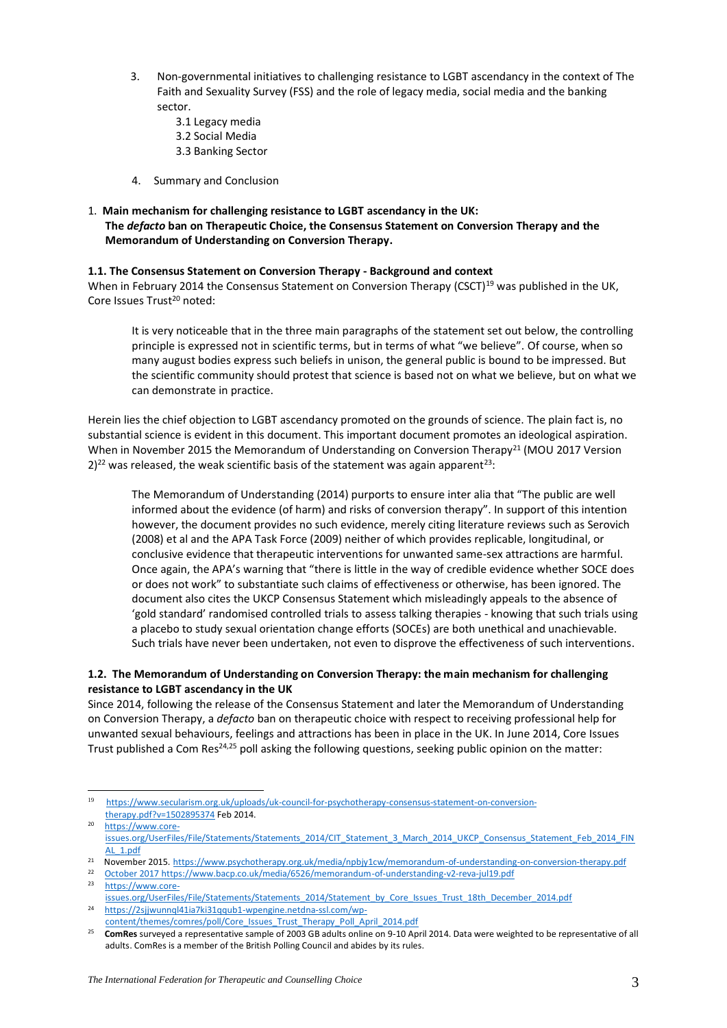3. Non-governmental initiatives to challenging resistance to LGBT ascendancy in the context of The Faith and Sexuality Survey (FSS) and the role of legacy media, social media and the banking sector.
   - 3.1 Legacy media
   - 3.2 Social Media
   - 3.3 Banking Sector
4. Summary and Conclusion

## 1. Main mechanism for challenging resistance to LGBT ascendancy in the UK: The *defacto* ban on Therapeutic Choice, the Consensus Statement on Conversion Therapy and the Memorandum of Understanding on Conversion Therapy.

### 1.1. The Consensus Statement on Conversion Therapy - Background and context

When in February 2014 the Consensus Statement on Conversion Therapy (CSCT)[19] was published in the UK, Core Issues Trust[20] noted:

> It is very noticeable that in the three main paragraphs of the statement set out below, the controlling principle is expressed not in scientific terms, but in terms of what "we believe". Of course, when so many august bodies express such beliefs in unison, the general public is bound to be impressed. But the scientific community should protest that science is based not on what we believe, but on what we can demonstrate in practice.

Herein lies the chief objection to LGBT ascendancy promoted on the grounds of science. The plain fact is, no substantial science is evident in this document. This important document promotes an ideological aspiration. When in November 2015 the Memorandum of Understanding on Conversion Therapy[21] (MOU 2017 Version 2)[22] was released, the weak scientific basis of the statement was again apparent[23]:

> The Memorandum of Understanding (2014) purports to ensure inter alia that "The public are well informed about the evidence (of harm) and risks of conversion therapy". In support of this intention however, the document provides no such evidence, merely citing literature reviews such as Serovich (2008) et al and the APA Task Force (2009) neither of which provides replicable, longitudinal, or conclusive evidence that therapeutic interventions for unwanted same-sex attractions are harmful. Once again, the APA's warning that "there is little in the way of credible evidence whether SOCE does or does not work" to substantiate such claims of effectiveness or otherwise, has been ignored. The document also cites the UKCP Consensus Statement which misleadingly appeals to the absence of 'gold standard' randomised controlled trials to assess talking therapies - knowing that such trials using a placebo to study sexual orientation change efforts (SOCEs) are both unethical and unachievable. Such trials have never been undertaken, not even to disprove the effectiveness of such interventions.

### 1.2. The Memorandum of Understanding on Conversion Therapy: the main mechanism for challenging resistance to LGBT ascendancy in the UK

Since 2014, following the release of the Consensus Statement and later the Memorandum of Understanding on Conversion Therapy, a *defacto* ban on therapeutic choice with respect to receiving professional help for unwanted sexual behaviours, feelings and attractions has been in place in the UK. In June 2014, Core Issues Trust published a Com Res[24,25] poll asking the following questions, seeking public opinion on the matter:

---

[19] https://www.secularism.org.uk/uploads/uk-council-for-psychotherapy-consensus-statement-on-conversion-therapy.pdf?v=1502895374 Feb 2014.

[20] https://www.core-issues.org/UserFiles/File/Statements/Statements_2014/CIT_Statement_3_March_2014_UKCP_Consensus_Statement_Feb_2014_FINAL_1.pdf

[21] November 2015. https://www.psychotherapy.org.uk/media/npbjy1cw/memorandum-of-understanding-on-conversion-therapy.pdf

[22] October 2017 https://www.bacp.co.uk/media/6526/memorandum-of-understanding-v2-reva-jul19.pdf

[23] https://www.core-issues.org/UserFiles/File/Statements/Statements_2014/Statement_by_Core_Issues_Trust_18th_December_2014.pdf

[24] https://2sjjwunnql41ia7ki31qqub1-wpengine.netdna-ssl.com/wp-content/themes/comres/poll/Core_Issues_Trust_Therapy_Poll_April_2014.pdf

[25] **ComRes** surveyed a representative sample of 2003 GB adults online on 9-10 April 2014. Data were weighted to be representative of all adults. ComRes is a member of the British Polling Council and abides by its rules.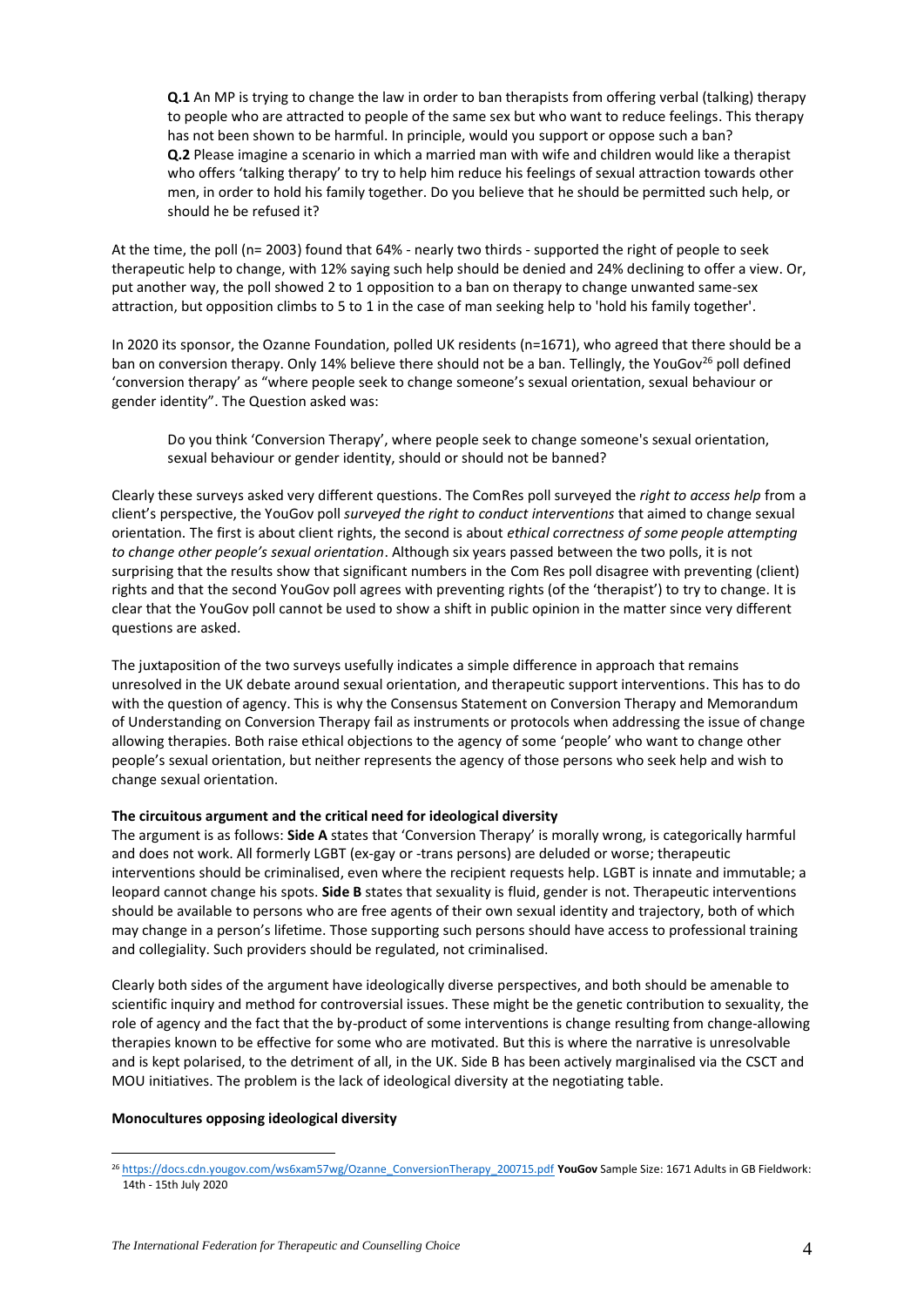> **Q.1** An MP is trying to change the law in order to ban therapists from offering verbal (talking) therapy to people who are attracted to people of the same sex but who want to reduce feelings. This therapy has not been shown to be harmful. In principle, would you support or oppose such a ban?
> **Q.2** Please imagine a scenario in which a married man with wife and children would like a therapist who offers 'talking therapy' to try to help him reduce his feelings of sexual attraction towards other men, in order to hold his family together. Do you believe that he should be permitted such help, or should he be refused it?

At the time, the poll (n= 2003) found that 64% - nearly two thirds - supported the right of people to seek therapeutic help to change, with 12% saying such help should be denied and 24% declining to offer a view. Or, put another way, the poll showed 2 to 1 opposition to a ban on therapy to change unwanted same-sex attraction, but opposition climbs to 5 to 1 in the case of man seeking help to 'hold his family together'.

In 2020 its sponsor, the Ozanne Foundation, polled UK residents (n=1671), who agreed that there should be a ban on conversion therapy. Only 14% believe there should not be a ban. Tellingly, the YouGov[26] poll defined 'conversion therapy' as "where people seek to change someone's sexual orientation, sexual behaviour or gender identity". The Question asked was:

> Do you think 'Conversion Therapy', where people seek to change someone's sexual orientation, sexual behaviour or gender identity, should or should not be banned?

Clearly these surveys asked very different questions. The ComRes poll surveyed the *right to access help* from a client's perspective, the YouGov poll *surveyed the right to conduct interventions* that aimed to change sexual orientation. The first is about client rights, the second is about *ethical correctness of some people attempting to change other people's sexual orientation*. Although six years passed between the two polls, it is not surprising that the results show that significant numbers in the Com Res poll disagree with preventing (client) rights and that the second YouGov poll agrees with preventing rights (of the 'therapist') to try to change. It is clear that the YouGov poll cannot be used to show a shift in public opinion in the matter since very different questions are asked.

The juxtaposition of the two surveys usefully indicates a simple difference in approach that remains unresolved in the UK debate around sexual orientation, and therapeutic support interventions. This has to do with the question of agency. This is why the Consensus Statement on Conversion Therapy and Memorandum of Understanding on Conversion Therapy fail as instruments or protocols when addressing the issue of change allowing therapies. Both raise ethical objections to the agency of some 'people' who want to change other people's sexual orientation, but neither represents the agency of those persons who seek help and wish to change sexual orientation.

**The circuitous argument and the critical need for ideological diversity**

The argument is as follows: **Side A** states that 'Conversion Therapy' is morally wrong, is categorically harmful and does not work. All formerly LGBT (ex-gay or -trans persons) are deluded or worse; therapeutic interventions should be criminalised, even where the recipient requests help. LGBT is innate and immutable; a leopard cannot change his spots. **Side B** states that sexuality is fluid, gender is not. Therapeutic interventions should be available to persons who are free agents of their own sexual identity and trajectory, both of which may change in a person's lifetime. Those supporting such persons should have access to professional training and collegiality. Such providers should be regulated, not criminalised.

Clearly both sides of the argument have ideologically diverse perspectives, and both should be amenable to scientific inquiry and method for controversial issues. These might be the genetic contribution to sexuality, the role of agency and the fact that the by-product of some interventions is change resulting from change-allowing therapies known to be effective for some who are motivated. But this is where the narrative is unresolvable and is kept polarised, to the detriment of all, in the UK. Side B has been actively marginalised via the CSCT and MOU initiatives. The problem is the lack of ideological diversity at the negotiating table.

**Monocultures opposing ideological diversity**

---

[26] https://docs.cdn.yougov.com/ws6xam57wg/Ozanne_ConversionTherapy_200715.pdf **YouGov** Sample Size: 1671 Adults in GB Fieldwork: 14th - 15th July 2020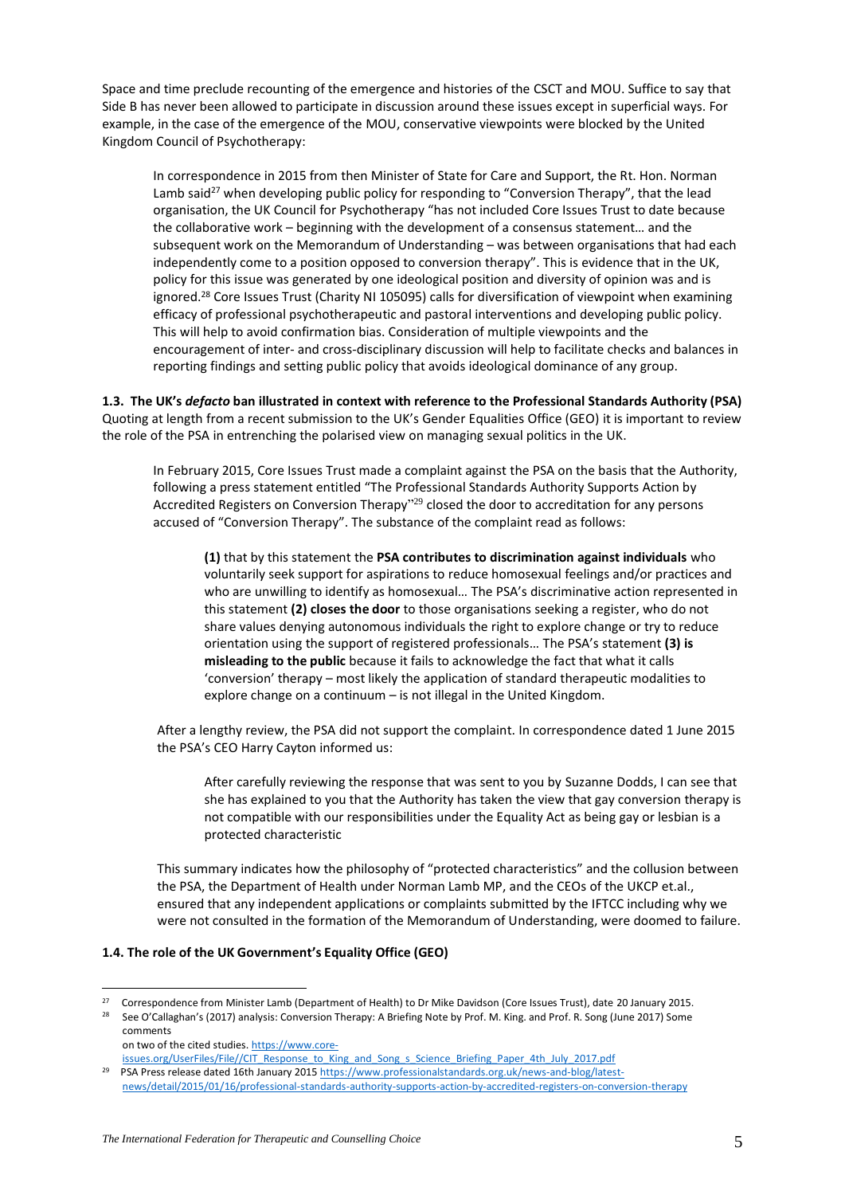Space and time preclude recounting of the emergence and histories of the CSCT and MOU. Suffice to say that Side B has never been allowed to participate in discussion around these issues except in superficial ways. For example, in the case of the emergence of the MOU, conservative viewpoints were blocked by the United Kingdom Council of Psychotherapy:

> In correspondence in 2015 from then Minister of State for Care and Support, the Rt. Hon. Norman Lamb said[27] when developing public policy for responding to "Conversion Therapy", that the lead organisation, the UK Council for Psychotherapy "has not included Core Issues Trust to date because the collaborative work – beginning with the development of a consensus statement… and the subsequent work on the Memorandum of Understanding – was between organisations that had each independently come to a position opposed to conversion therapy". This is evidence that in the UK, policy for this issue was generated by one ideological position and diversity of opinion was and is ignored.[28] Core Issues Trust (Charity NI 105095) calls for diversification of viewpoint when examining efficacy of professional psychotherapeutic and pastoral interventions and developing public policy. This will help to avoid confirmation bias. Consideration of multiple viewpoints and the encouragement of inter- and cross-disciplinary discussion will help to facilitate checks and balances in reporting findings and setting public policy that avoids ideological dominance of any group.

**1.3. The UK's *defacto* ban illustrated in context with reference to the Professional Standards Authority (PSA)**
Quoting at length from a recent submission to the UK's Gender Equalities Office (GEO) it is important to review the role of the PSA in entrenching the polarised view on managing sexual politics in the UK.

> In February 2015, Core Issues Trust made a complaint against the PSA on the basis that the Authority, following a press statement entitled "The Professional Standards Authority Supports Action by Accredited Registers on Conversion Therapy"[29] closed the door to accreditation for any persons accused of "Conversion Therapy". The substance of the complaint read as follows:
>
> > **(1)** that by this statement the **PSA contributes to discrimination against individuals** who voluntarily seek support for aspirations to reduce homosexual feelings and/or practices and who are unwilling to identify as homosexual… The PSA's discriminative action represented in this statement **(2) closes the door** to those organisations seeking a register, who do not share values denying autonomous individuals the right to explore change or try to reduce orientation using the support of registered professionals… The PSA's statement **(3) is misleading to the public** because it fails to acknowledge the fact that what it calls 'conversion' therapy – most likely the application of standard therapeutic modalities to explore change on a continuum – is not illegal in the United Kingdom.
>
> After a lengthy review, the PSA did not support the complaint. In correspondence dated 1 June 2015 the PSA's CEO Harry Cayton informed us:
>
> > After carefully reviewing the response that was sent to you by Suzanne Dodds, I can see that she has explained to you that the Authority has taken the view that gay conversion therapy is not compatible with our responsibilities under the Equality Act as being gay or lesbian is a protected characteristic
>
> This summary indicates how the philosophy of "protected characteristics" and the collusion between the PSA, the Department of Health under Norman Lamb MP, and the CEOs of the UKCP et.al., ensured that any independent applications or complaints submitted by the IFTCC including why we were not consulted in the formation of the Memorandum of Understanding, were doomed to failure.

**1.4. The role of the UK Government's Equality Office (GEO)**

---

[27] Correspondence from Minister Lamb (Department of Health) to Dr Mike Davidson (Core Issues Trust), date 20 January 2015.

[28] See O'Callaghan's (2017) analysis: Conversion Therapy: A Briefing Note by Prof. M. King. and Prof. R. Song (June 2017) Some comments on two of the cited studies. https://www.core-issues.org/UserFiles/File//CIT_Response_to_King_and_Song_s_Science_Briefing_Paper_4th_July_2017.pdf

[29] PSA Press release dated 16th January 2015 https://www.professionalstandards.org.uk/news-and-blog/latest-news/detail/2015/01/16/professional-standards-authority-supports-action-by-accredited-registers-on-conversion-therapy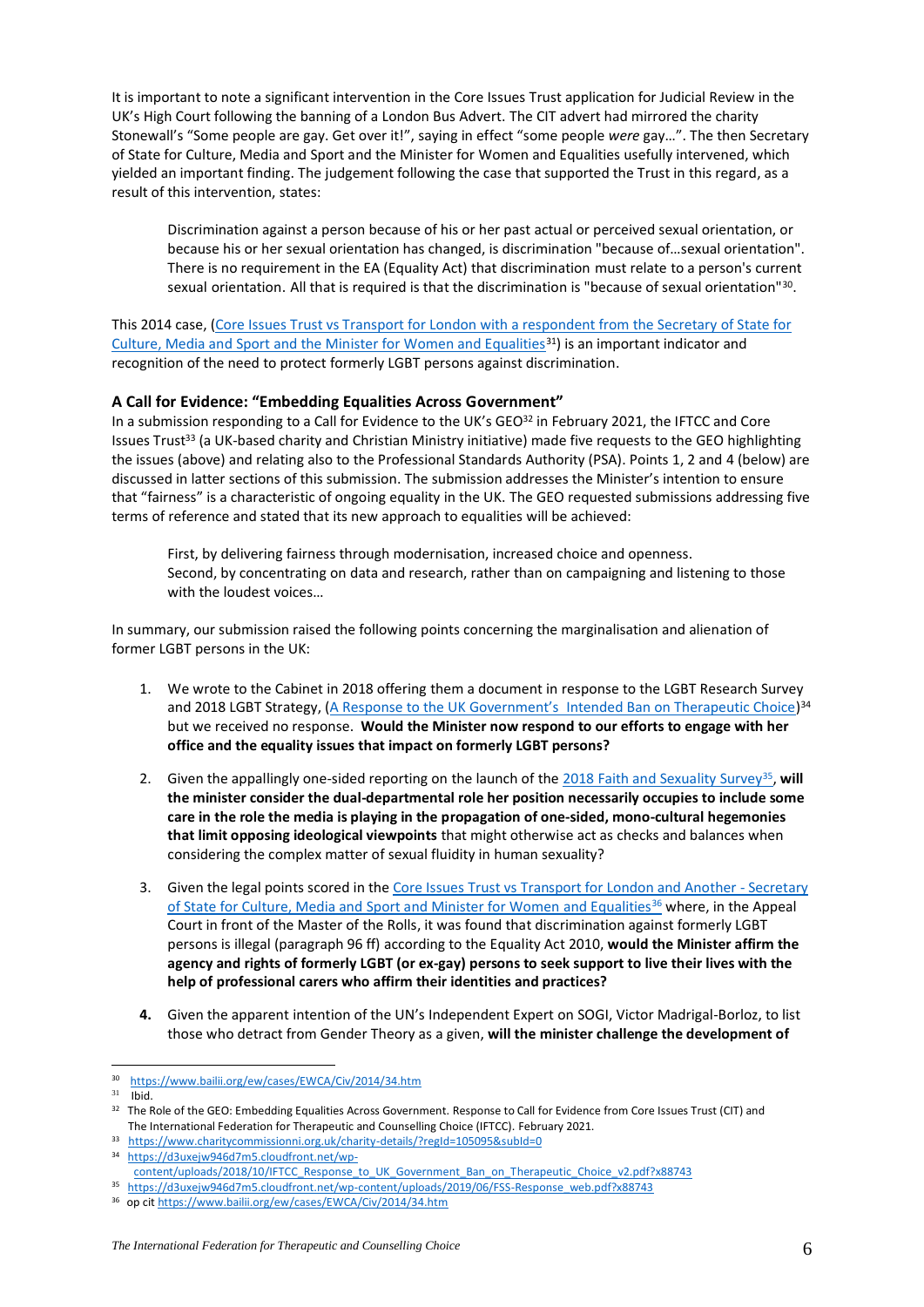It is important to note a significant intervention in the Core Issues Trust application for Judicial Review in the UK's High Court following the banning of a London Bus Advert. The CIT advert had mirrored the charity Stonewall's "Some people are gay. Get over it!", saying in effect "some people *were* gay…". The then Secretary of State for Culture, Media and Sport and the Minister for Women and Equalities usefully intervened, which yielded an important finding. The judgement following the case that supported the Trust in this regard, as a result of this intervention, states:

> Discrimination against a person because of his or her past actual or perceived sexual orientation, or because his or her sexual orientation has changed, is discrimination "because of…sexual orientation". There is no requirement in the EA (Equality Act) that discrimination must relate to a person's current sexual orientation. All that is required is that the discrimination is "because of sexual orientation"[30].

This 2014 case, (Core Issues Trust vs Transport for London with a respondent from the Secretary of State for Culture, Media and Sport and the Minister for Women and Equalities[31]) is an important indicator and recognition of the need to protect formerly LGBT persons against discrimination.

### A Call for Evidence: "Embedding Equalities Across Government"

In a submission responding to a Call for Evidence to the UK's GEO[32] in February 2021, the IFTCC and Core Issues Trust[33] (a UK-based charity and Christian Ministry initiative) made five requests to the GEO highlighting the issues (above) and relating also to the Professional Standards Authority (PSA). Points 1, 2 and 4 (below) are discussed in latter sections of this submission. The submission addresses the Minister's intention to ensure that "fairness" is a characteristic of ongoing equality in the UK. The GEO requested submissions addressing five terms of reference and stated that its new approach to equalities will be achieved:

> First, by delivering fairness through modernisation, increased choice and openness.
> Second, by concentrating on data and research, rather than on campaigning and listening to those with the loudest voices…

In summary, our submission raised the following points concerning the marginalisation and alienation of former LGBT persons in the UK:

1. We wrote to the Cabinet in 2018 offering them a document in response to the LGBT Research Survey and 2018 LGBT Strategy, (A Response to the UK Government's Intended Ban on Therapeutic Choice)[34] but we received no response. **Would the Minister now respond to our efforts to engage with her office and the equality issues that impact on formerly LGBT persons?**

2. Given the appallingly one-sided reporting on the launch of the 2018 Faith and Sexuality Survey[35], **will the minister consider the dual-departmental role her position necessarily occupies to include some care in the role the media is playing in the propagation of one-sided, mono-cultural hegemonies that limit opposing ideological viewpoints** that might otherwise act as checks and balances when considering the complex matter of sexual fluidity in human sexuality?

3. Given the legal points scored in the Core Issues Trust vs Transport for London and Another - Secretary of State for Culture, Media and Sport and Minister for Women and Equalities[36] where, in the Appeal Court in front of the Master of the Rolls, it was found that discrimination against formerly LGBT persons is illegal (paragraph 96 ff) according to the Equality Act 2010, **would the Minister affirm the agency and rights of formerly LGBT (or ex-gay) persons to seek support to live their lives with the help of professional carers who affirm their identities and practices?**

4. Given the apparent intention of the UN's Independent Expert on SOGI, Victor Madrigal-Borloz, to list those who detract from Gender Theory as a given, **will the minister challenge the development of**

---

[30] https://www.bailii.org/ew/cases/EWCA/Civ/2014/34.htm

[31] Ibid.

[32] The Role of the GEO: Embedding Equalities Across Government. Response to Call for Evidence from Core Issues Trust (CIT) and The International Federation for Therapeutic and Counselling Choice (IFTCC). February 2021.

[33] https://www.charitycommissionni.org.uk/charity-details/?regId=105095&subId=0

[34] https://d3uxejw946d7m5.cloudfront.net/wp-content/uploads/2018/10/IFTCC_Response_to_UK_Government_Ban_on_Therapeutic_Choice_v2.pdf?x88743

[35] https://d3uxejw946d7m5.cloudfront.net/wp-content/uploads/2019/06/FSS-Response_web.pdf?x88743

[36] op cit https://www.bailii.org/ew/cases/EWCA/Civ/2014/34.htm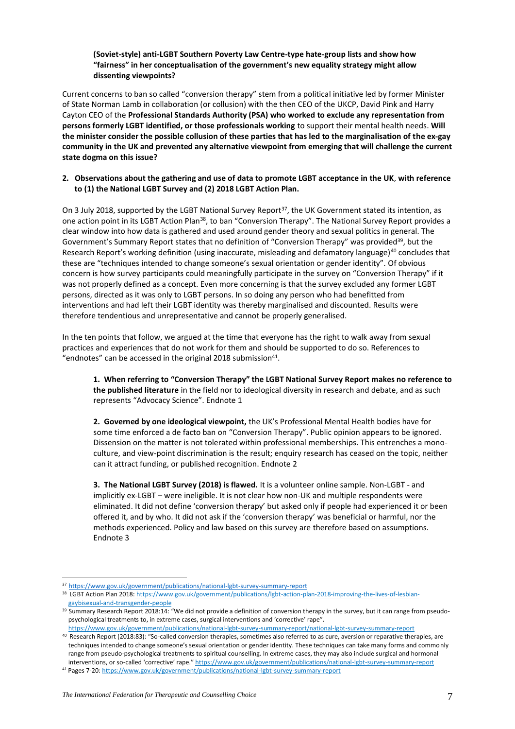**(Soviet-style) anti-LGBT Southern Poverty Law Centre-type hate-group lists and show how "fairness" in her conceptualisation of the government's new equality strategy might allow dissenting viewpoints?**

Current concerns to ban so called "conversion therapy" stem from a political initiative led by former Minister of State Norman Lamb in collaboration (or collusion) with the then CEO of the UKCP, David Pink and Harry Cayton CEO of the **Professional Standards Authority (PSA) who worked to exclude any representation from persons formerly LGBT identified, or those professionals working** to support their mental health needs. **Will the minister consider the possible collusion of these parties that has led to the marginalisation of the ex-gay community in the UK and prevented any alternative viewpoint from emerging that will challenge the current state dogma on this issue?**

**2. Observations about the gathering and use of data to promote LGBT acceptance in the UK, with reference to (1) the National LGBT Survey and (2) 2018 LGBT Action Plan.**

On 3 July 2018, supported by the LGBT National Survey Report[37], the UK Government stated its intention, as one action point in its LGBT Action Plan[38], to ban "Conversion Therapy". The National Survey Report provides a clear window into how data is gathered and used around gender theory and sexual politics in general. The Government's Summary Report states that no definition of "Conversion Therapy" was provided[39], but the Research Report's working definition (using inaccurate, misleading and defamatory language)[40] concludes that these are "techniques intended to change someone's sexual orientation or gender identity". Of obvious concern is how survey participants could meaningfully participate in the survey on "Conversion Therapy" if it was not properly defined as a concept. Even more concerning is that the survey excluded any former LGBT persons, directed as it was only to LGBT persons. In so doing any person who had benefitted from interventions and had left their LGBT identity was thereby marginalised and discounted. Results were therefore tendentious and unrepresentative and cannot be properly generalised.

In the ten points that follow, we argued at the time that everyone has the right to walk away from sexual practices and experiences that do not work for them and should be supported to do so. References to "endnotes" can be accessed in the original 2018 submission[41].

**1. When referring to "Conversion Therapy" the LGBT National Survey Report makes no reference to the published literature** in the field nor to ideological diversity in research and debate, and as such represents "Advocacy Science". Endnote 1

**2. Governed by one ideological viewpoint,** the UK's Professional Mental Health bodies have for some time enforced a de facto ban on "Conversion Therapy". Public opinion appears to be ignored. Dissension on the matter is not tolerated within professional memberships. This entrenches a mono-culture, and view-point discrimination is the result; enquiry research has ceased on the topic, neither can it attract funding, or published recognition. Endnote 2

**3. The National LGBT Survey (2018) is flawed.** It is a volunteer online sample. Non-LGBT - and implicitly ex-LGBT – were ineligible. It is not clear how non-UK and multiple respondents were eliminated. It did not define 'conversion therapy' but asked only if people had experienced it or been offered it, and by who. It did not ask if the 'conversion therapy' was beneficial or harmful, nor the methods experienced. Policy and law based on this survey are therefore based on assumptions. Endnote 3

---

[37] https://www.gov.uk/government/publications/national-lgbt-survey-summary-report

[38] LGBT Action Plan 2018: https://www.gov.uk/government/publications/lgbt-action-plan-2018-improving-the-lives-of-lesbian-gaybisexual-and-transgender-people

[39] Summary Research Report 2018:14: "We did not provide a definition of conversion therapy in the survey, but it can range from pseudo-psychological treatments to, in extreme cases, surgical interventions and 'corrective' rape". https://www.gov.uk/government/publications/national-lgbt-survey-summary-report/national-lgbt-survey-summary-report

[40] Research Report (2018:83): "So-called conversion therapies, sometimes also referred to as cure, aversion or reparative therapies, are techniques intended to change someone's sexual orientation or gender identity. These techniques can take many forms and commonly range from pseudo-psychological treatments to spiritual counselling. In extreme cases, they may also include surgical and hormonal interventions, or so-called 'corrective' rape." https://www.gov.uk/government/publications/national-lgbt-survey-summary-report

[41] Pages 7-20: https://www.gov.uk/government/publications/national-lgbt-survey-summary-report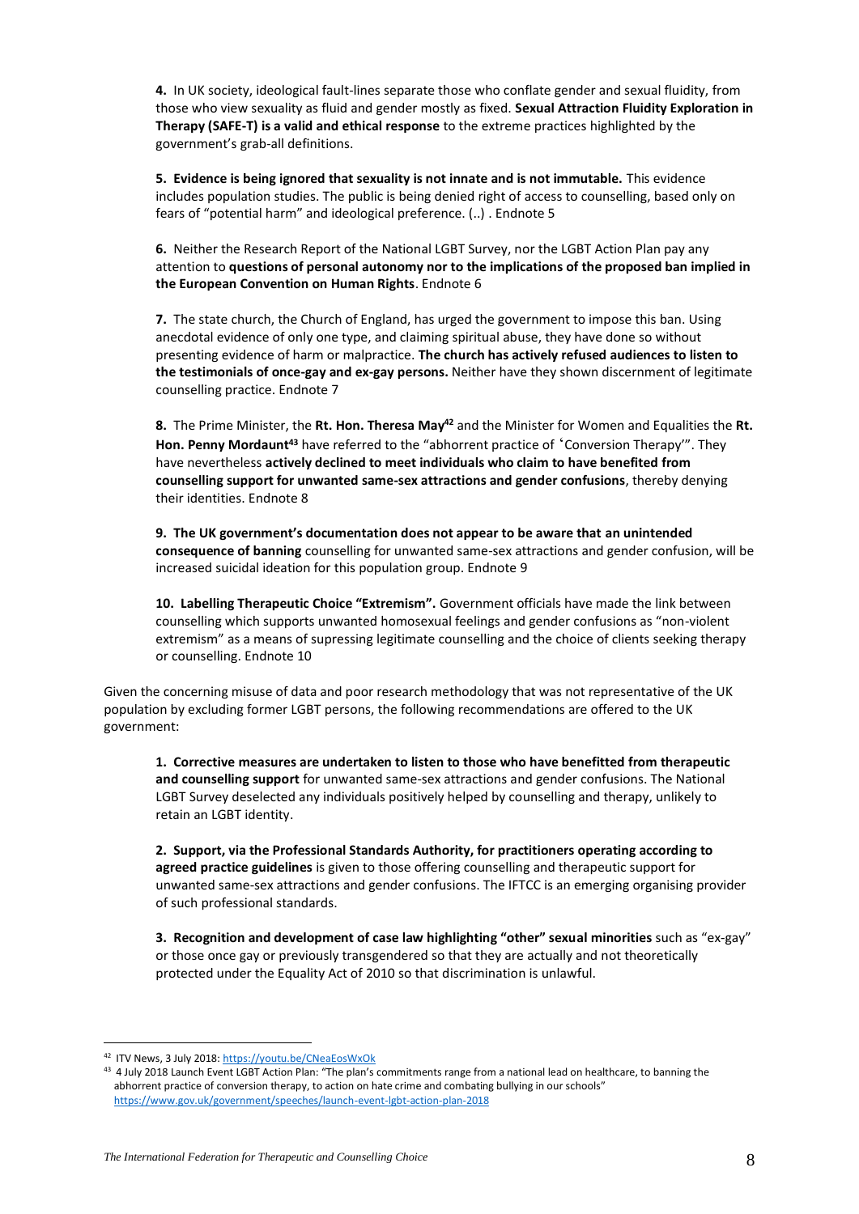**4.** In UK society, ideological fault-lines separate those who conflate gender and sexual fluidity, from those who view sexuality as fluid and gender mostly as fixed. **Sexual Attraction Fluidity Exploration in Therapy (SAFE-T) is a valid and ethical response** to the extreme practices highlighted by the government's grab-all definitions.

**5. Evidence is being ignored that sexuality is not innate and is not immutable.** This evidence includes population studies. The public is being denied right of access to counselling, based only on fears of "potential harm" and ideological preference. (..) . Endnote 5

**6.** Neither the Research Report of the National LGBT Survey, nor the LGBT Action Plan pay any attention to **questions of personal autonomy nor to the implications of the proposed ban implied in the European Convention on Human Rights**. Endnote 6

**7.** The state church, the Church of England, has urged the government to impose this ban. Using anecdotal evidence of only one type, and claiming spiritual abuse, they have done so without presenting evidence of harm or malpractice. **The church has actively refused audiences to listen to the testimonials of once-gay and ex-gay persons.** Neither have they shown discernment of legitimate counselling practice. Endnote 7

**8.** The Prime Minister, the **Rt. Hon. Theresa May**[42] and the Minister for Women and Equalities the **Rt. Hon. Penny Mordaunt**[43] have referred to the "abhorrent practice of 'Conversion Therapy'". They have nevertheless **actively declined to meet individuals who claim to have benefited from counselling support for unwanted same-sex attractions and gender confusions**, thereby denying their identities. Endnote 8

**9. The UK government's documentation does not appear to be aware that an unintended consequence of banning** counselling for unwanted same-sex attractions and gender confusion, will be increased suicidal ideation for this population group. Endnote 9

**10. Labelling Therapeutic Choice "Extremism".** Government officials have made the link between counselling which supports unwanted homosexual feelings and gender confusions as "non-violent extremism" as a means of supressing legitimate counselling and the choice of clients seeking therapy or counselling. Endnote 10

Given the concerning misuse of data and poor research methodology that was not representative of the UK population by excluding former LGBT persons, the following recommendations are offered to the UK government:

**1. Corrective measures are undertaken to listen to those who have benefitted from therapeutic and counselling support** for unwanted same-sex attractions and gender confusions. The National LGBT Survey deselected any individuals positively helped by counselling and therapy, unlikely to retain an LGBT identity.

**2. Support, via the Professional Standards Authority, for practitioners operating according to agreed practice guidelines** is given to those offering counselling and therapeutic support for unwanted same-sex attractions and gender confusions. The IFTCC is an emerging organising provider of such professional standards.

**3. Recognition and development of case law highlighting "other" sexual minorities** such as "ex-gay" or those once gay or previously transgendered so that they are actually and not theoretically protected under the Equality Act of 2010 so that discrimination is unlawful.

---

[42] ITV News, 3 July 2018: https://youtu.be/CNeaEosWxOk

[43] 4 July 2018 Launch Event LGBT Action Plan: "The plan's commitments range from a national lead on healthcare, to banning the abhorrent practice of conversion therapy, to action on hate crime and combating bullying in our schools" https://www.gov.uk/government/speeches/launch-event-lgbt-action-plan-2018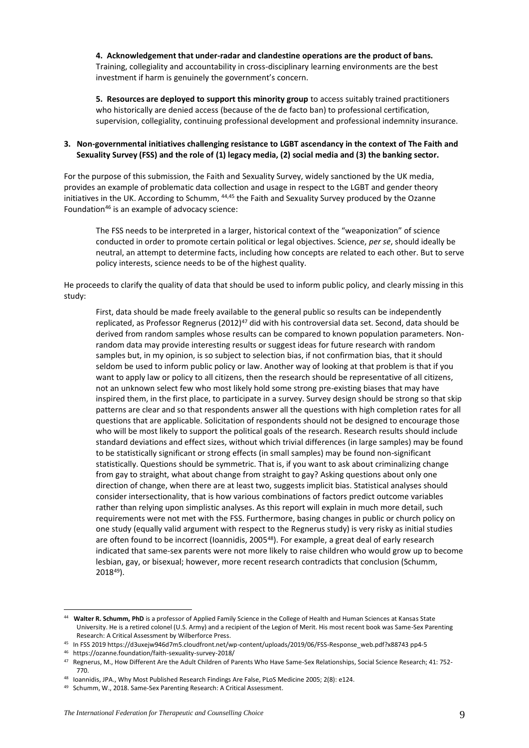**4. Acknowledgement that under-radar and clandestine operations are the product of bans.** Training, collegiality and accountability in cross-disciplinary learning environments are the best investment if harm is genuinely the government's concern.

**5. Resources are deployed to support this minority group** to access suitably trained practitioners who historically are denied access (because of the de facto ban) to professional certification, supervision, collegiality, continuing professional development and professional indemnity insurance.

### 3. Non-governmental initiatives challenging resistance to LGBT ascendancy in the context of The Faith and Sexuality Survey (FSS) and the role of (1) legacy media, (2) social media and (3) the banking sector.

For the purpose of this submission, the Faith and Sexuality Survey, widely sanctioned by the UK media, provides an example of problematic data collection and usage in respect to the LGBT and gender theory initiatives in the UK. According to Schumm, [44,45] the Faith and Sexuality Survey produced by the Ozanne Foundation[46] is an example of advocacy science:

> The FSS needs to be interpreted in a larger, historical context of the "weaponization" of science conducted in order to promote certain political or legal objectives. Science, *per se*, should ideally be neutral, an attempt to determine facts, including how concepts are related to each other. But to serve policy interests, science needs to be of the highest quality.

He proceeds to clarify the quality of data that should be used to inform public policy, and clearly missing in this study:

> First, data should be made freely available to the general public so results can be independently replicated, as Professor Regnerus (2012)[47] did with his controversial data set. Second, data should be derived from random samples whose results can be compared to known population parameters. Non-random data may provide interesting results or suggest ideas for future research with random samples but, in my opinion, is so subject to selection bias, if not confirmation bias, that it should seldom be used to inform public policy or law. Another way of looking at that problem is that if you want to apply law or policy to all citizens, then the research should be representative of all citizens, not an unknown select few who most likely hold some strong pre-existing biases that may have inspired them, in the first place, to participate in a survey. Survey design should be strong so that skip patterns are clear and so that respondents answer all the questions with high completion rates for all questions that are applicable. Solicitation of respondents should not be designed to encourage those who will be most likely to support the political goals of the research. Research results should include standard deviations and effect sizes, without which trivial differences (in large samples) may be found to be statistically significant or strong effects (in small samples) may be found non-significant statistically. Questions should be symmetric. That is, if you want to ask about criminalizing change from gay to straight, what about change from straight to gay? Asking questions about only one direction of change, when there are at least two, suggests implicit bias. Statistical analyses should consider intersectionality, that is how various combinations of factors predict outcome variables rather than relying upon simplistic analyses. As this report will explain in much more detail, such requirements were not met with the FSS. Furthermore, basing changes in public or church policy on one study (equally valid argument with respect to the Regnerus study) is very risky as initial studies are often found to be incorrect (Ioannidis, 2005[48]). For example, a great deal of early research indicated that same-sex parents were not more likely to raise children who would grow up to become lesbian, gay, or bisexual; however, more recent research contradicts that conclusion (Schumm, 2018[49]).

---

[44] **Walter R. Schumm, PhD** is a professor of Applied Family Science in the College of Health and Human Sciences at Kansas State University. He is a retired colonel (U.S. Army) and a recipient of the Legion of Merit. His most recent book was Same-Sex Parenting Research: A Critical Assessment by Wilberforce Press.

[45] In FSS 2019 https://d3uxejw946d7m5.cloudfront.net/wp-content/uploads/2019/06/FSS-Response_web.pdf?x88743 pp4-5

[46] https://ozanne.foundation/faith-sexuality-survey-2018/

[47] Regnerus, M., How Different Are the Adult Children of Parents Who Have Same-Sex Relationships, Social Science Research; 41: 752-770.

[48] Ioannidis, JPA., Why Most Published Research Findings Are False, PLoS Medicine 2005; 2(8): e124.

[49] Schumm, W., 2018. Same-Sex Parenting Research: A Critical Assessment.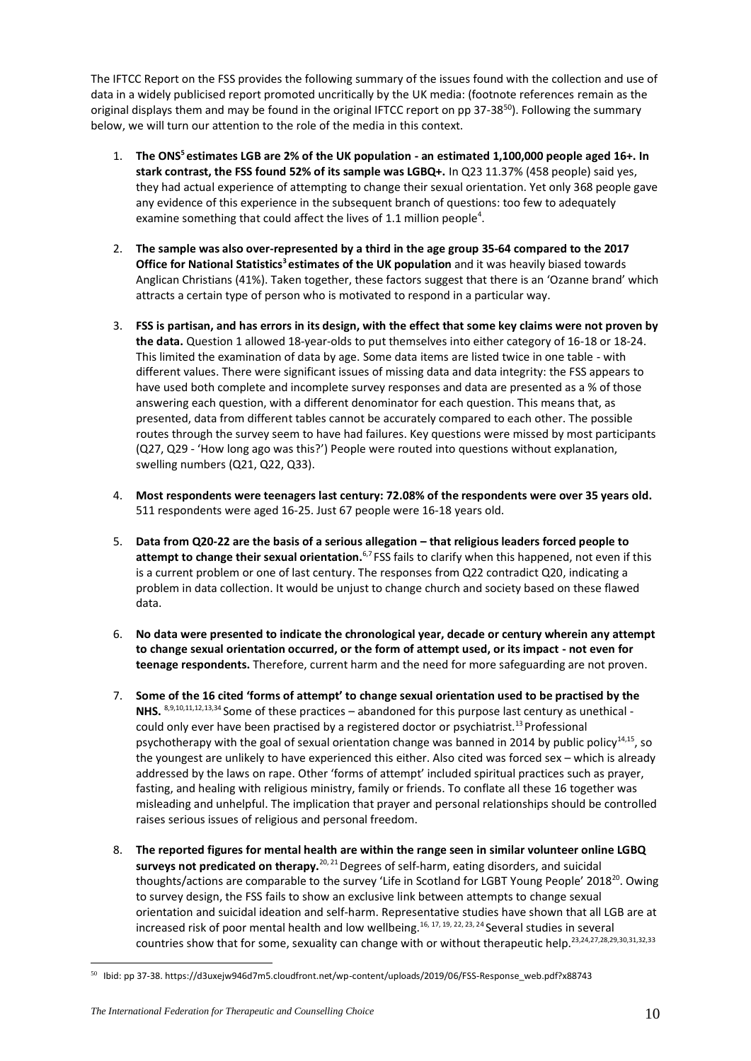The IFTCC Report on the FSS provides the following summary of the issues found with the collection and use of data in a widely publicised report promoted uncritically by the UK media: (footnote references remain as the original displays them and may be found in the original IFTCC report on pp 37-38[50]). Following the summary below, we will turn our attention to the role of the media in this context.

1. **The ONS[5] estimates LGB are 2% of the UK population - an estimated 1,100,000 people aged 16+. In stark contrast, the FSS found 52% of its sample was LGBQ+.** In Q23 11.37% (458 people) said yes, they had actual experience of attempting to change their sexual orientation. Yet only 368 people gave any evidence of this experience in the subsequent branch of questions: too few to adequately examine something that could affect the lives of 1.1 million people[4].

2. **The sample was also over-represented by a third in the age group 35-64 compared to the 2017 Office for National Statistics[3] estimates of the UK population** and it was heavily biased towards Anglican Christians (41%). Taken together, these factors suggest that there is an 'Ozanne brand' which attracts a certain type of person who is motivated to respond in a particular way.

3. **FSS is partisan, and has errors in its design, with the effect that some key claims were not proven by the data.** Question 1 allowed 18-year-olds to put themselves into either category of 16-18 or 18-24. This limited the examination of data by age. Some data items are listed twice in one table - with different values. There were significant issues of missing data and data integrity: the FSS appears to have used both complete and incomplete survey responses and data are presented as a % of those answering each question, with a different denominator for each question. This means that, as presented, data from different tables cannot be accurately compared to each other. The possible routes through the survey seem to have had failures. Key questions were missed by most participants (Q27, Q29 - 'How long ago was this?') People were routed into questions without explanation, swelling numbers (Q21, Q22, Q33).

4. **Most respondents were teenagers last century: 72.08% of the respondents were over 35 years old.** 511 respondents were aged 16-25. Just 67 people were 16-18 years old.

5. **Data from Q20-22 are the basis of a serious allegation – that religious leaders forced people to attempt to change their sexual orientation.**[6,7] FSS fails to clarify when this happened, not even if this is a current problem or one of last century. The responses from Q22 contradict Q20, indicating a problem in data collection. It would be unjust to change church and society based on these flawed data.

6. **No data were presented to indicate the chronological year, decade or century wherein any attempt to change sexual orientation occurred, or the form of attempt used, or its impact - not even for teenage respondents.** Therefore, current harm and the need for more safeguarding are not proven.

7. **Some of the 16 cited 'forms of attempt' to change sexual orientation used to be practised by the NHS.** [8,9,10,11,12,13,34] Some of these practices – abandoned for this purpose last century as unethical - could only ever have been practised by a registered doctor or psychiatrist.[13] Professional psychotherapy with the goal of sexual orientation change was banned in 2014 by public policy[14,15], so the youngest are unlikely to have experienced this either. Also cited was forced sex – which is already addressed by the laws on rape. Other 'forms of attempt' included spiritual practices such as prayer, fasting, and healing with religious ministry, family or friends. To conflate all these 16 together was misleading and unhelpful. The implication that prayer and personal relationships should be controlled raises serious issues of religious and personal freedom.

8. **The reported figures for mental health are within the range seen in similar volunteer online LGBQ surveys not predicated on therapy.**[20, 21] Degrees of self-harm, eating disorders, and suicidal thoughts/actions are comparable to the survey 'Life in Scotland for LGBT Young People' 2018[20]. Owing to survey design, the FSS fails to show an exclusive link between attempts to change sexual orientation and suicidal ideation and self-harm. Representative studies have shown that all LGB are at increased risk of poor mental health and low wellbeing.[16, 17, 19, 22, 23, 24] Several studies in several countries show that for some, sexuality can change with or without therapeutic help.[23,24,27,28,29,30,31,32,33]

---

[50] Ibid: pp 37-38. https://d3uxejw946d7m5.cloudfront.net/wp-content/uploads/2019/06/FSS-Response_web.pdf?x88743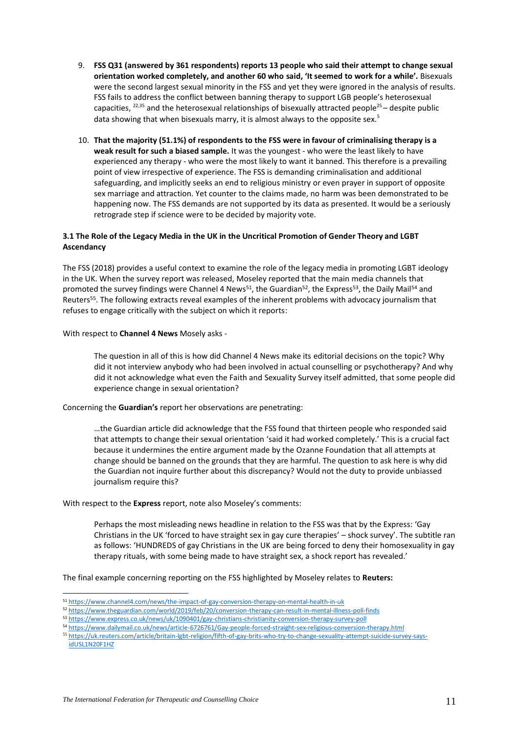9. **FSS Q31 (answered by 361 respondents) reports 13 people who said their attempt to change sexual orientation worked completely, and another 60 who said, 'It seemed to work for a while'.** Bisexuals were the second largest sexual minority in the FSS and yet they were ignored in the analysis of results. FSS fails to address the conflict between banning therapy to support LGB people's heterosexual capacities, [22,35] and the heterosexual relationships of bisexually attracted people[25] – despite public data showing that when bisexuals marry, it is almost always to the opposite sex.[5]

10. **That the majority (51.1%) of respondents to the FSS were in favour of criminalising therapy is a weak result for such a biased sample.** It was the youngest - who were the least likely to have experienced any therapy - who were the most likely to want it banned. This therefore is a prevailing point of view irrespective of experience. The FSS is demanding criminalisation and additional safeguarding, and implicitly seeks an end to religious ministry or even prayer in support of opposite sex marriage and attraction. Yet counter to the claims made, no harm was been demonstrated to be happening now. The FSS demands are not supported by its data as presented. It would be a seriously retrograde step if science were to be decided by majority vote.

### 3.1 The Role of the Legacy Media in the UK in the Uncritical Promotion of Gender Theory and LGBT Ascendancy

The FSS (2018) provides a useful context to examine the role of the legacy media in promoting LGBT ideology in the UK. When the survey report was released, Moseley reported that the main media channels that promoted the survey findings were Channel 4 News[51], the Guardian[52], the Express[53], the Daily Mail[54] and Reuters[55]. The following extracts reveal examples of the inherent problems with advocacy journalism that refuses to engage critically with the subject on which it reports:

With respect to **Channel 4 News** Mosely asks -

> The question in all of this is how did Channel 4 News make its editorial decisions on the topic? Why did it not interview anybody who had been involved in actual counselling or psychotherapy? And why did it not acknowledge what even the Faith and Sexuality Survey itself admitted, that some people did experience change in sexual orientation?

Concerning the **Guardian's** report her observations are penetrating:

> …the Guardian article did acknowledge that the FSS found that thirteen people who responded said that attempts to change their sexual orientation 'said it had worked completely.' This is a crucial fact because it undermines the entire argument made by the Ozanne Foundation that all attempts at change should be banned on the grounds that they are harmful. The question to ask here is why did the Guardian not inquire further about this discrepancy? Would not the duty to provide unbiassed journalism require this?

With respect to the **Express** report, note also Moseley's comments:

> Perhaps the most misleading news headline in relation to the FSS was that by the Express: 'Gay Christians in the UK 'forced to have straight sex in gay cure therapies' – shock survey'. The subtitle ran as follows: 'HUNDREDS of gay Christians in the UK are being forced to deny their homosexuality in gay therapy rituals, with some being made to have straight sex, a shock report has revealed.'

The final example concerning reporting on the FSS highlighted by Moseley relates to **Reuters:**

---

[51] https://www.channel4.com/news/the-impact-of-gay-conversion-therapy-on-mental-health-in-uk
[52] https://www.theguardian.com/world/2019/feb/20/conversion-therapy-can-result-in-mental-illness-poll-finds
[53] https://www.express.co.uk/news/uk/1090401/gay-christians-christianity-conversion-therapy-survey-poll
[54] https://www.dailymail.co.uk/news/article-6726761/Gay-people-forced-straight-sex-religious-conversion-therapy.html
[55] https://uk.reuters.com/article/britain-lgbt-religion/fifth-of-gay-brits-who-try-to-change-sexuality-attempt-suicide-survey-says-idUSL1N20F1HZ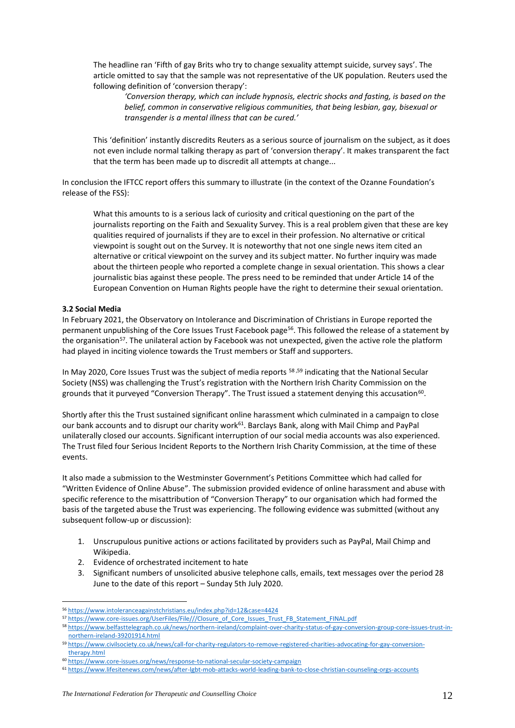> The headline ran 'Fifth of gay Brits who try to change sexuality attempt suicide, survey says'. The article omitted to say that the sample was not representative of the UK population. Reuters used the following definition of 'conversion therapy':
>
> > *'Conversion therapy, which can include hypnosis, electric shocks and fasting, is based on the belief, common in conservative religious communities, that being lesbian, gay, bisexual or transgender is a mental illness that can be cured.'*
>
> This 'definition' instantly discredits Reuters as a serious source of journalism on the subject, as it does not even include normal talking therapy as part of 'conversion therapy'. It makes transparent the fact that the term has been made up to discredit all attempts at change...

In conclusion the IFTCC report offers this summary to illustrate (in the context of the Ozanne Foundation's release of the FSS):

> What this amounts to is a serious lack of curiosity and critical questioning on the part of the journalists reporting on the Faith and Sexuality Survey. This is a real problem given that these are key qualities required of journalists if they are to excel in their profession. No alternative or critical viewpoint is sought out on the Survey. It is noteworthy that not one single news item cited an alternative or critical viewpoint on the survey and its subject matter. No further inquiry was made about the thirteen people who reported a complete change in sexual orientation. This shows a clear journalistic bias against these people. The press need to be reminded that under Article 14 of the European Convention on Human Rights people have the right to determine their sexual orientation.

### 3.2 Social Media

In February 2021, the Observatory on Intolerance and Discrimination of Christians in Europe reported the permanent unpublishing of the Core Issues Trust Facebook page[56]. This followed the release of a statement by the organisation[57]. The unilateral action by Facebook was not unexpected, given the active role the platform had played in inciting violence towards the Trust members or Staff and supporters.

In May 2020, Core Issues Trust was the subject of media reports [58,59] indicating that the National Secular Society (NSS) was challenging the Trust's registration with the Northern Irish Charity Commission on the grounds that it purveyed "Conversion Therapy". The Trust issued a statement denying this accusation[60].

Shortly after this the Trust sustained significant online harassment which culminated in a campaign to close our bank accounts and to disrupt our charity work[61]. Barclays Bank, along with Mail Chimp and PayPal unilaterally closed our accounts. Significant interruption of our social media accounts was also experienced. The Trust filed four Serious Incident Reports to the Northern Irish Charity Commission, at the time of these events.

It also made a submission to the Westminster Government's Petitions Committee which had called for "Written Evidence of Online Abuse". The submission provided evidence of online harassment and abuse with specific reference to the misattribution of "Conversion Therapy" to our organisation which had formed the basis of the targeted abuse the Trust was experiencing. The following evidence was submitted (without any subsequent follow-up or discussion):

1. Unscrupulous punitive actions or actions facilitated by providers such as PayPal, Mail Chimp and Wikipedia.
2. Evidence of orchestrated incitement to hate
3. Significant numbers of unsolicited abusive telephone calls, emails, text messages over the period 28 June to the date of this report – Sunday 5th July 2020.

---

[56] https://www.intoleranceagainstchristians.eu/index.php?id=12&case=4424

[57] https://www.core-issues.org/UserFiles/File///Closure_of_Core_Issues_Trust_FB_Statement_FINAL.pdf

[58] https://www.belfasttelegraph.co.uk/news/northern-ireland/complaint-over-charity-status-of-gay-conversion-group-core-issues-trust-in-northern-ireland-39201914.html

[59] https://www.civilsociety.co.uk/news/call-for-charity-regulators-to-remove-registered-charities-advocating-for-gay-conversion-therapy.html

[60] https://www.core-issues.org/news/response-to-national-secular-society-campaign

[61] https://www.lifesitenews.com/news/after-lgbt-mob-attacks-world-leading-bank-to-close-christian-counseling-orgs-accounts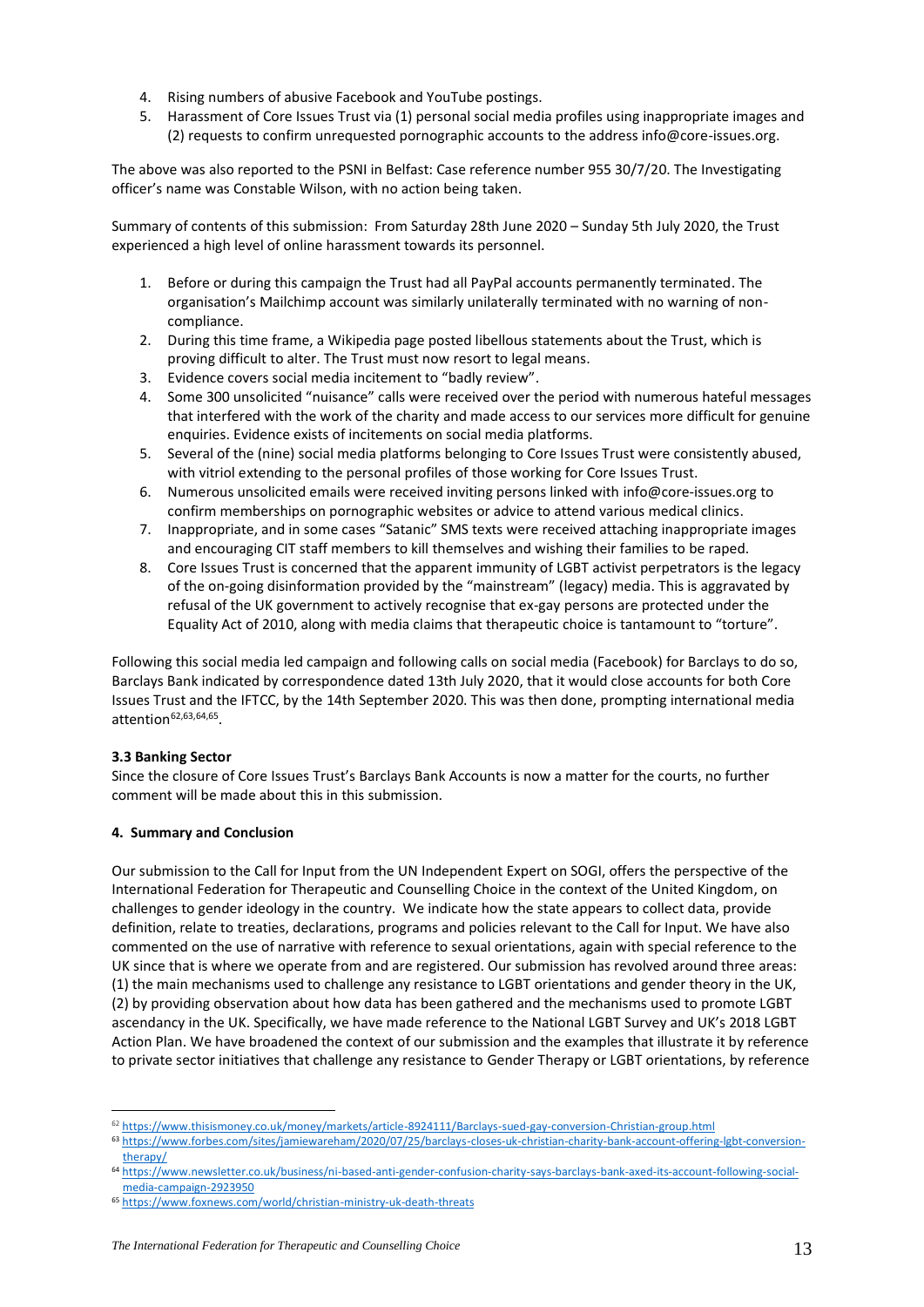4. Rising numbers of abusive Facebook and YouTube postings.
5. Harassment of Core Issues Trust via (1) personal social media profiles using inappropriate images and (2) requests to confirm unrequested pornographic accounts to the address info@core-issues.org.

The above was also reported to the PSNI in Belfast: Case reference number 955 30/7/20. The Investigating officer's name was Constable Wilson, with no action being taken.

Summary of contents of this submission: From Saturday 28th June 2020 – Sunday 5th July 2020, the Trust experienced a high level of online harassment towards its personnel.

1. Before or during this campaign the Trust had all PayPal accounts permanently terminated. The organisation's Mailchimp account was similarly unilaterally terminated with no warning of non-compliance.
2. During this time frame, a Wikipedia page posted libellous statements about the Trust, which is proving difficult to alter. The Trust must now resort to legal means.
3. Evidence covers social media incitement to "badly review".
4. Some 300 unsolicited "nuisance" calls were received over the period with numerous hateful messages that interfered with the work of the charity and made access to our services more difficult for genuine enquiries. Evidence exists of incitements on social media platforms.
5. Several of the (nine) social media platforms belonging to Core Issues Trust were consistently abused, with vitriol extending to the personal profiles of those working for Core Issues Trust.
6. Numerous unsolicited emails were received inviting persons linked with info@core-issues.org to confirm memberships on pornographic websites or advice to attend various medical clinics.
7. Inappropriate, and in some cases "Satanic" SMS texts were received attaching inappropriate images and encouraging CIT staff members to kill themselves and wishing their families to be raped.
8. Core Issues Trust is concerned that the apparent immunity of LGBT activist perpetrators is the legacy of the on-going disinformation provided by the "mainstream" (legacy) media. This is aggravated by refusal of the UK government to actively recognise that ex-gay persons are protected under the Equality Act of 2010, along with media claims that therapeutic choice is tantamount to "torture".

Following this social media led campaign and following calls on social media (Facebook) for Barclays to do so, Barclays Bank indicated by correspondence dated 13th July 2020, that it would close accounts for both Core Issues Trust and the IFTCC, by the 14th September 2020. This was then done, prompting international media attention[62,63,64,65].

### 3.3 Banking Sector

Since the closure of Core Issues Trust's Barclays Bank Accounts is now a matter for the courts, no further comment will be made about this in this submission.

### 4. Summary and Conclusion

Our submission to the Call for Input from the UN Independent Expert on SOGI, offers the perspective of the International Federation for Therapeutic and Counselling Choice in the context of the United Kingdom, on challenges to gender ideology in the country. We indicate how the state appears to collect data, provide definition, relate to treaties, declarations, programs and policies relevant to the Call for Input. We have also commented on the use of narrative with reference to sexual orientations, again with special reference to the UK since that is where we operate from and are registered. Our submission has revolved around three areas: (1) the main mechanisms used to challenge any resistance to LGBT orientations and gender theory in the UK, (2) by providing observation about how data has been gathered and the mechanisms used to promote LGBT ascendancy in the UK. Specifically, we have made reference to the National LGBT Survey and UK's 2018 LGBT Action Plan. We have broadened the context of our submission and the examples that illustrate it by reference to private sector initiatives that challenge any resistance to Gender Therapy or LGBT orientations, by reference

---

[62] https://www.thisismoney.co.uk/money/markets/article-8924111/Barclays-sued-gay-conversion-Christian-group.html

[63] https://www.forbes.com/sites/jamiewareham/2020/07/25/barclays-closes-uk-christian-charity-bank-account-offering-lgbt-conversion-therapy/

[64] https://www.newsletter.co.uk/business/ni-based-anti-gender-confusion-charity-says-barclays-bank-axed-its-account-following-social-media-campaign-2923950

[65] https://www.foxnews.com/world/christian-ministry-uk-death-threats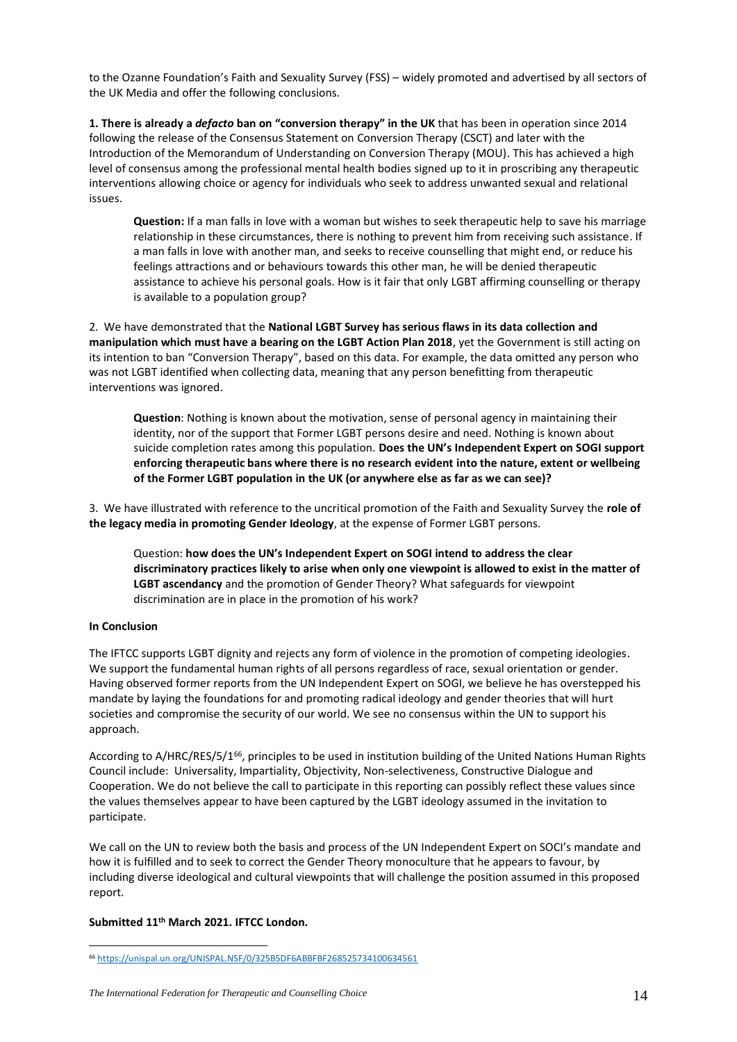to the Ozanne Foundation's Faith and Sexuality Survey (FSS) – widely promoted and advertised by all sectors of the UK Media and offer the following conclusions.

**1. There is already a *defacto* ban on "conversion therapy" in the UK** that has been in operation since 2014 following the release of the Consensus Statement on Conversion Therapy (CSCT) and later with the Introduction of the Memorandum of Understanding on Conversion Therapy (MOU). This has achieved a high level of consensus among the professional mental health bodies signed up to it in proscribing any therapeutic interventions allowing choice or agency for individuals who seek to address unwanted sexual and relational issues.

> **Question:** If a man falls in love with a woman but wishes to seek therapeutic help to save his marriage relationship in these circumstances, there is nothing to prevent him from receiving such assistance. If a man falls in love with another man, and seeks to receive counselling that might end, or reduce his feelings attractions and or behaviours towards this other man, he will be denied therapeutic assistance to achieve his personal goals. How is it fair that only LGBT affirming counselling or therapy is available to a population group?

2. We have demonstrated that the **National LGBT Survey has serious flaws in its data collection and manipulation which must have a bearing on the LGBT Action Plan 2018**, yet the Government is still acting on its intention to ban "Conversion Therapy", based on this data. For example, the data omitted any person who was not LGBT identified when collecting data, meaning that any person benefitting from therapeutic interventions was ignored.

> **Question**: Nothing is known about the motivation, sense of personal agency in maintaining their identity, nor of the support that Former LGBT persons desire and need. Nothing is known about suicide completion rates among this population. **Does the UN's Independent Expert on SOGI support enforcing therapeutic bans where there is no research evident into the nature, extent or wellbeing of the Former LGBT population in the UK (or anywhere else as far as we can see)?**

3. We have illustrated with reference to the uncritical promotion of the Faith and Sexuality Survey the **role of the legacy media in promoting Gender Ideology**, at the expense of Former LGBT persons.

> Question: **how does the UN's Independent Expert on SOGI intend to address the clear discriminatory practices likely to arise when only one viewpoint is allowed to exist in the matter of LGBT ascendancy** and the promotion of Gender Theory? What safeguards for viewpoint discrimination are in place in the promotion of his work?

**In Conclusion**

The IFTCC supports LGBT dignity and rejects any form of violence in the promotion of competing ideologies. We support the fundamental human rights of all persons regardless of race, sexual orientation or gender. Having observed former reports from the UN Independent Expert on SOGI, we believe he has overstepped his mandate by laying the foundations for and promoting radical ideology and gender theories that will hurt societies and compromise the security of our world. We see no consensus within the UN to support his approach.

According to A/HRC/RES/5/1[66], principles to be used in institution building of the United Nations Human Rights Council include: Universality, Impartiality, Objectivity, Non-selectiveness, Constructive Dialogue and Cooperation. We do not believe the call to participate in this reporting can possibly reflect these values since the values themselves appear to have been captured by the LGBT ideology assumed in the invitation to participate.

We call on the UN to review both the basis and process of the UN Independent Expert on SOCI's mandate and how it is fulfilled and to seek to correct the Gender Theory monoculture that he appears to favour, by including diverse ideological and cultural viewpoints that will challenge the position assumed in this proposed report.

**Submitted 11th March 2021. IFTCC London.**

[66] https://unispal.un.org/UNISPAL.NSF/0/325B5DF6ABBFBF268525734100634561